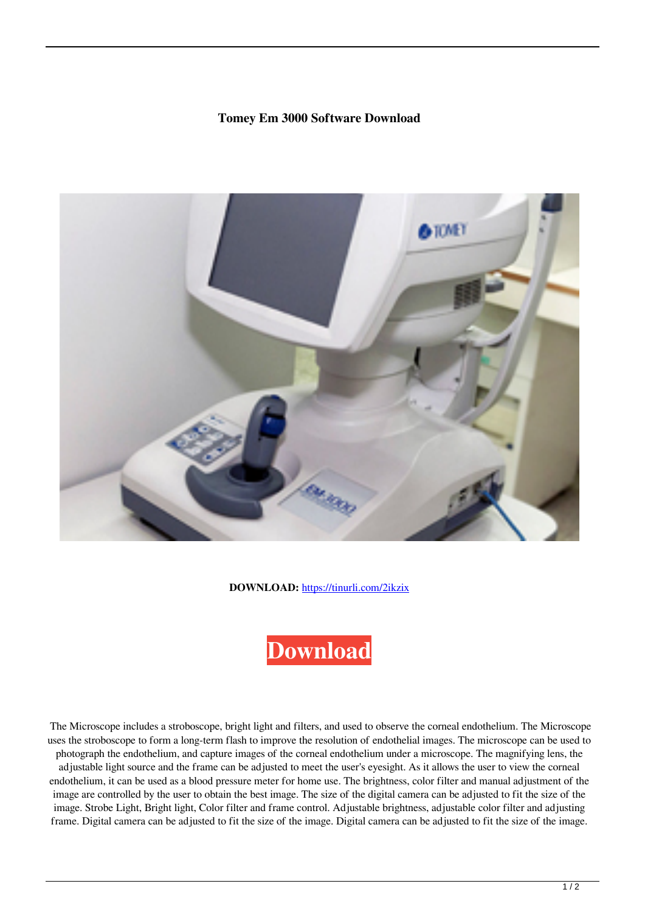# Tomey Em 3000 Software Download

**DOWNLOAD:** https://tinurli.com/2ikzix

Download

The Microscope includes a stroboscope, bright light and filters, and used to observe the corneal endothelium. The Microscope uses the stroboscope to form a long-term flash to improve the resolution of endothelial images. The microscope can be used to photograph the endothelium, and capture images of the corneal endothelium under a microscope. The magnifying lens, the adjustable light source and the frame can be adjusted to meet the user's eyesight. As it allows the user to view the corneal endothelium, it can be used as a blood pressure meter for home use. The brightness, color filter and manual adjustment of the image are controlled by the user to obtain the best image. The size of the digital camera can be adjusted to fit the size of the image. Strobe Light, Bright light, Color filter and frame control. Adjustable brightness, adjustable color filter and adjusting frame. Digital camera can be adjusted to fit the size of the image. Digital camera can be adjusted to fit the size of the image.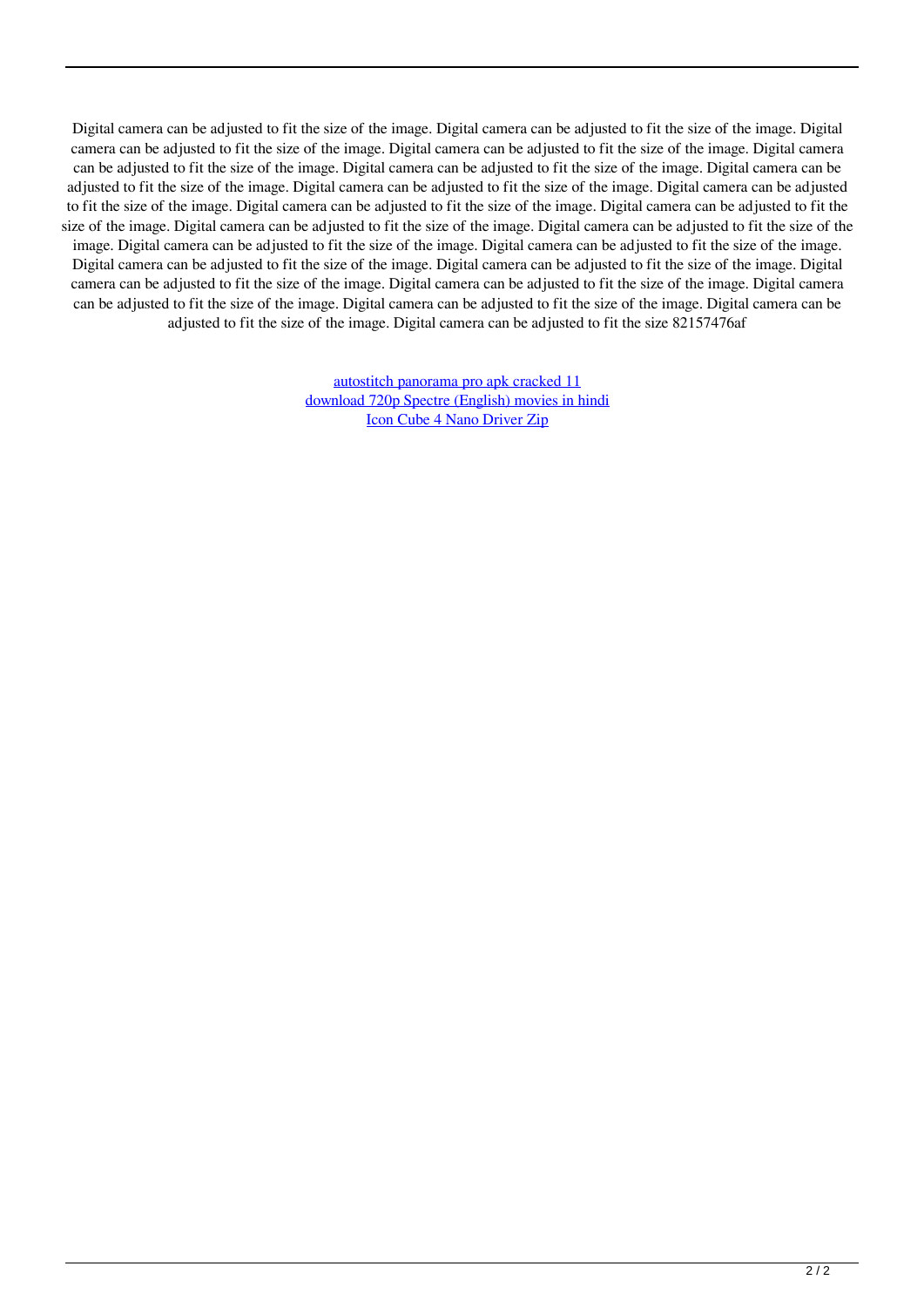Digital camera can be adjusted to fit the size of the image. Digital camera can be adjusted to fit the size of the image. Digital camera can be adjusted to fit the size of the image. Digital camera can be adjusted to fit the size of the image. Digital camera can be adjusted to fit the size of the image. Digital camera can be adjusted to fit the size of the image. Digital camera can be adjusted to fit the size of the image. Digital camera can be adjusted to fit the size of the image. Digital camera can be adjusted to fit the size of the image. Digital camera can be adjusted to fit the size of the image. Digital camera can be adjusted to fit the size of the image. Digital camera can be adjusted to fit the size of the image. Digital camera can be adjusted to fit the size of the image. Digital camera can be adjusted to fit the size of the image. Digital camera can be adjusted to fit the size of the image. Digital camera can be adjusted to fit the size of the image. Digital camera can be adjusted to fit the size of the image. Digital camera can be adjusted to fit the size of the image. Digital camera can be adjusted to fit the size of the image. Digital camera can be adjusted to fit the size of the image. Digital camera can be adjusted to fit the size of the image. Digital camera can be adjusted to fit the size of the image. Digital camera can be adjusted to fit the size 82157476af

autostitch panorama pro apk cracked 11
download 720p Spectre (English) movies in hindi
Icon Cube 4 Nano Driver Zip